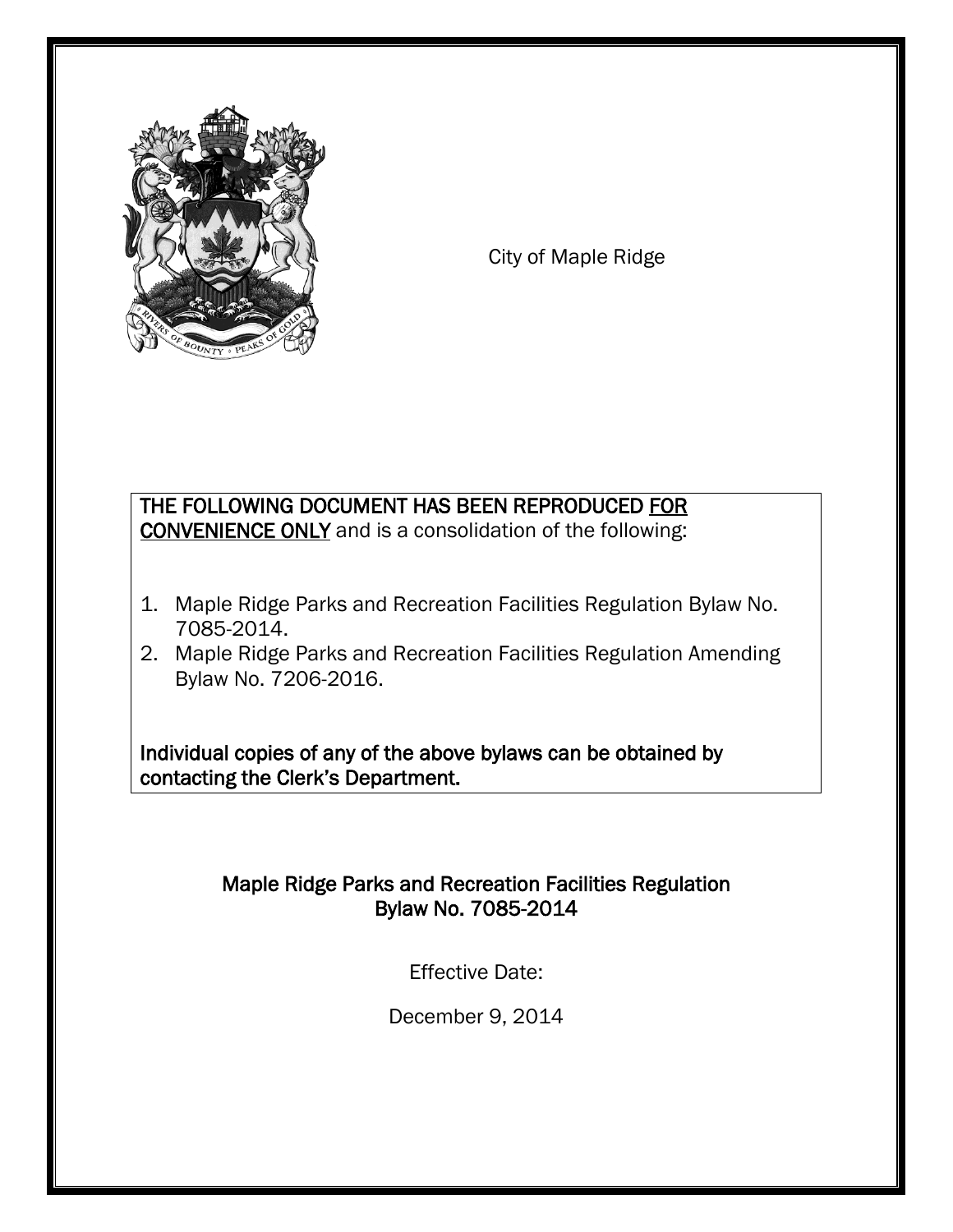City of Maple Ridge

**THE FOLLOWING DOCUMENT HAS BEEN REPRODUCED FOR CONVENIENCE ONLY** and is a consolidation of the following:

1. Maple Ridge Parks and Recreation Facilities Regulation Bylaw No. 7085-2014.
2. Maple Ridge Parks and Recreation Facilities Regulation Amending Bylaw No. 7206-2016.

**Individual copies of any of the above bylaws can be obtained by contacting the Clerk's Department.**

**Maple Ridge Parks and Recreation Facilities Regulation Bylaw No. 7085-2014**

Effective Date:

December 9, 2014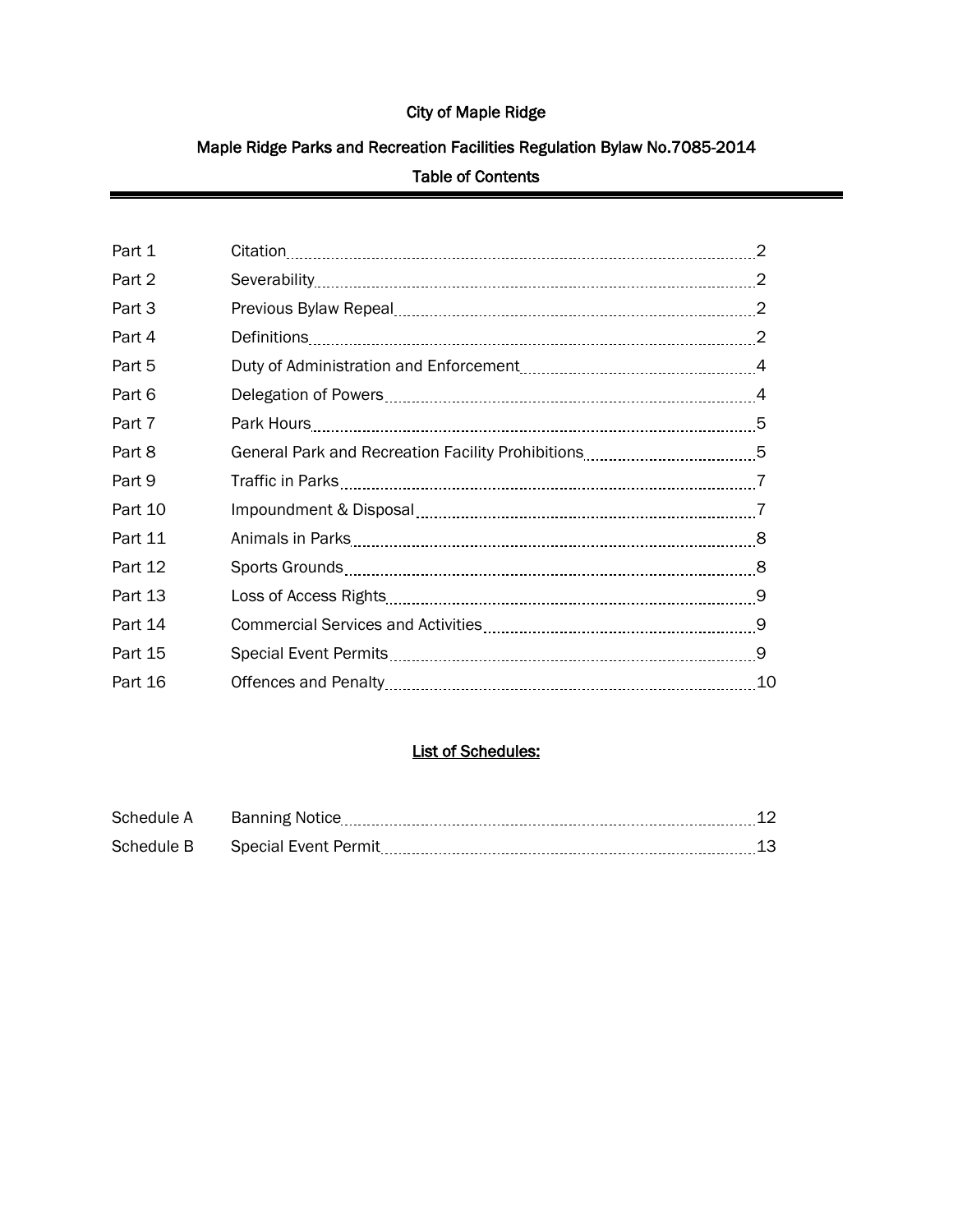# City of Maple Ridge

## Maple Ridge Parks and Recreation Facilities Regulation Bylaw No.7085-2014

### Table of Contents

| | | |
|---|---|---|
| Part 1 | Citation | 2 |
| Part 2 | Severability | 2 |
| Part 3 | Previous Bylaw Repeal | 2 |
| Part 4 | Definitions | 2 |
| Part 5 | Duty of Administration and Enforcement | 4 |
| Part 6 | Delegation of Powers | 4 |
| Part 7 | Park Hours | 5 |
| Part 8 | General Park and Recreation Facility Prohibitions | 5 |
| Part 9 | Traffic in Parks | 7 |
| Part 10 | Impoundment & Disposal | 7 |
| Part 11 | Animals in Parks | 8 |
| Part 12 | Sports Grounds | 8 |
| Part 13 | Loss of Access Rights | 9 |
| Part 14 | Commercial Services and Activities | 9 |
| Part 15 | Special Event Permits | 9 |
| Part 16 | Offences and Penalty | 10 |

**<u>List of Schedules:</u>**

| | | |
|---|---|---|
| Schedule A | Banning Notice | 12 |
| Schedule B | Special Event Permit | 13 |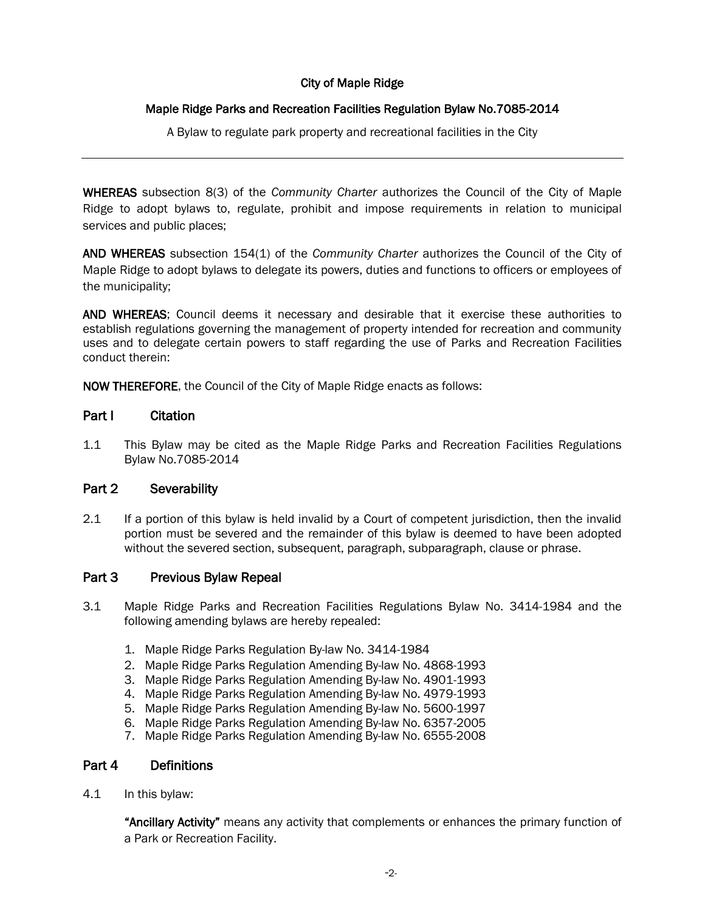# City of Maple Ridge

## Maple Ridge Parks and Recreation Facilities Regulation Bylaw No.7085-2014

A Bylaw to regulate park property and recreational facilities in the City

---

**WHEREAS** subsection 8(3) of the *Community Charter* authorizes the Council of the City of Maple Ridge to adopt bylaws to, regulate, prohibit and impose requirements in relation to municipal services and public places;

**AND WHEREAS** subsection 154(1) of the *Community Charter* authorizes the Council of the City of Maple Ridge to adopt bylaws to delegate its powers, duties and functions to officers or employees of the municipality;

**AND WHEREAS**; Council deems it necessary and desirable that it exercise these authorities to establish regulations governing the management of property intended for recreation and community uses and to delegate certain powers to staff regarding the use of Parks and Recreation Facilities conduct therein:

**NOW THEREFORE**, the Council of the City of Maple Ridge enacts as follows:

## Part I Citation

1.1 This Bylaw may be cited as the Maple Ridge Parks and Recreation Facilities Regulations Bylaw No.7085-2014

## Part 2 Severability

2.1 If a portion of this bylaw is held invalid by a Court of competent jurisdiction, then the invalid portion must be severed and the remainder of this bylaw is deemed to have been adopted without the severed section, subsequent, paragraph, subparagraph, clause or phrase.

## Part 3 Previous Bylaw Repeal

3.1 Maple Ridge Parks and Recreation Facilities Regulations Bylaw No. 3414-1984 and the following amending bylaws are hereby repealed:

1. Maple Ridge Parks Regulation By-law No. 3414-1984
2. Maple Ridge Parks Regulation Amending By-law No. 4868-1993
3. Maple Ridge Parks Regulation Amending By-law No. 4901-1993
4. Maple Ridge Parks Regulation Amending By-law No. 4979-1993
5. Maple Ridge Parks Regulation Amending By-law No. 5600-1997
6. Maple Ridge Parks Regulation Amending By-law No. 6357-2005
7. Maple Ridge Parks Regulation Amending By-law No. 6555-2008

## Part 4 Definitions

4.1 In this bylaw:

**"Ancillary Activity"** means any activity that complements or enhances the primary function of a Park or Recreation Facility.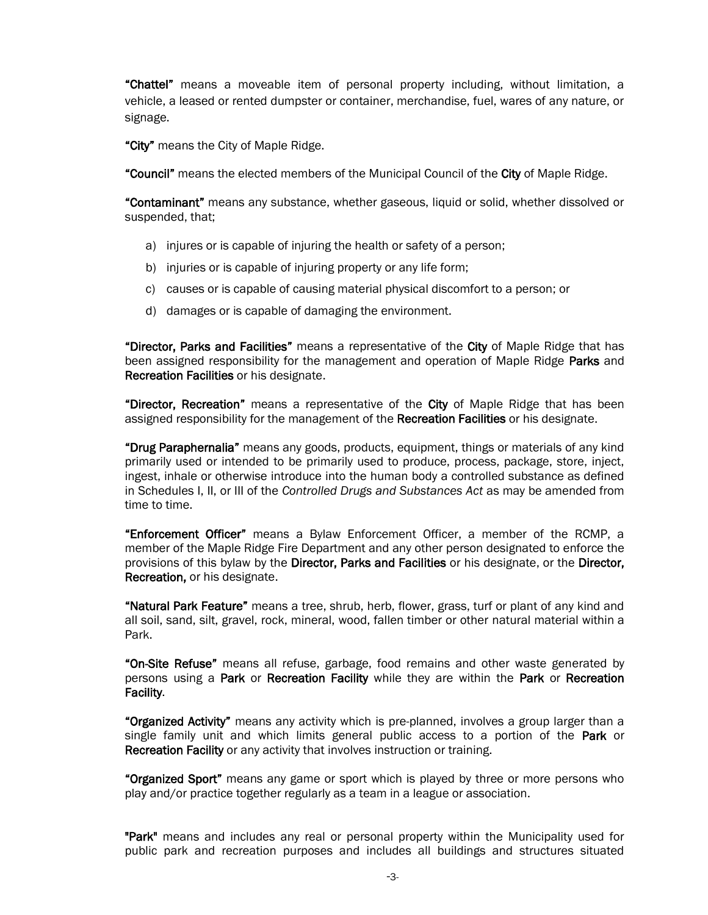**"Chattel"** means a moveable item of personal property including, without limitation, a vehicle, a leased or rented dumpster or container, merchandise, fuel, wares of any nature, or signage.

**"City"** means the City of Maple Ridge.

**"Council"** means the elected members of the Municipal Council of the **City** of Maple Ridge.

**"Contaminant"** means any substance, whether gaseous, liquid or solid, whether dissolved or suspended, that;

a) injures or is capable of injuring the health or safety of a person;

b) injuries or is capable of injuring property or any life form;

c) causes or is capable of causing material physical discomfort to a person; or

d) damages or is capable of damaging the environment.

**"Director, Parks and Facilities"** means a representative of the **City** of Maple Ridge that has been assigned responsibility for the management and operation of Maple Ridge **Parks** and **Recreation Facilities** or his designate.

**"Director, Recreation"** means a representative of the **City** of Maple Ridge that has been assigned responsibility for the management of the **Recreation Facilities** or his designate.

**"Drug Paraphernalia"** means any goods, products, equipment, things or materials of any kind primarily used or intended to be primarily used to produce, process, package, store, inject, ingest, inhale or otherwise introduce into the human body a controlled substance as defined in Schedules I, II, or III of the *Controlled Drugs and Substances Act* as may be amended from time to time.

**"Enforcement Officer"** means a Bylaw Enforcement Officer, a member of the RCMP, a member of the Maple Ridge Fire Department and any other person designated to enforce the provisions of this bylaw by the **Director, Parks and Facilities** or his designate, or the **Director, Recreation,** or his designate.

**"Natural Park Feature"** means a tree, shrub, herb, flower, grass, turf or plant of any kind and all soil, sand, silt, gravel, rock, mineral, wood, fallen timber or other natural material within a Park.

**"On-Site Refuse"** means all refuse, garbage, food remains and other waste generated by persons using a **Park** or **Recreation Facility** while they are within the **Park** or **Recreation Facility**.

**"Organized Activity"** means any activity which is pre-planned, involves a group larger than a single family unit and which limits general public access to a portion of the **Park** or **Recreation Facility** or any activity that involves instruction or training.

**"Organized Sport"** means any game or sport which is played by three or more persons who play and/or practice together regularly as a team in a league or association.

**"Park"** means and includes any real or personal property within the Municipality used for public park and recreation purposes and includes all buildings and structures situated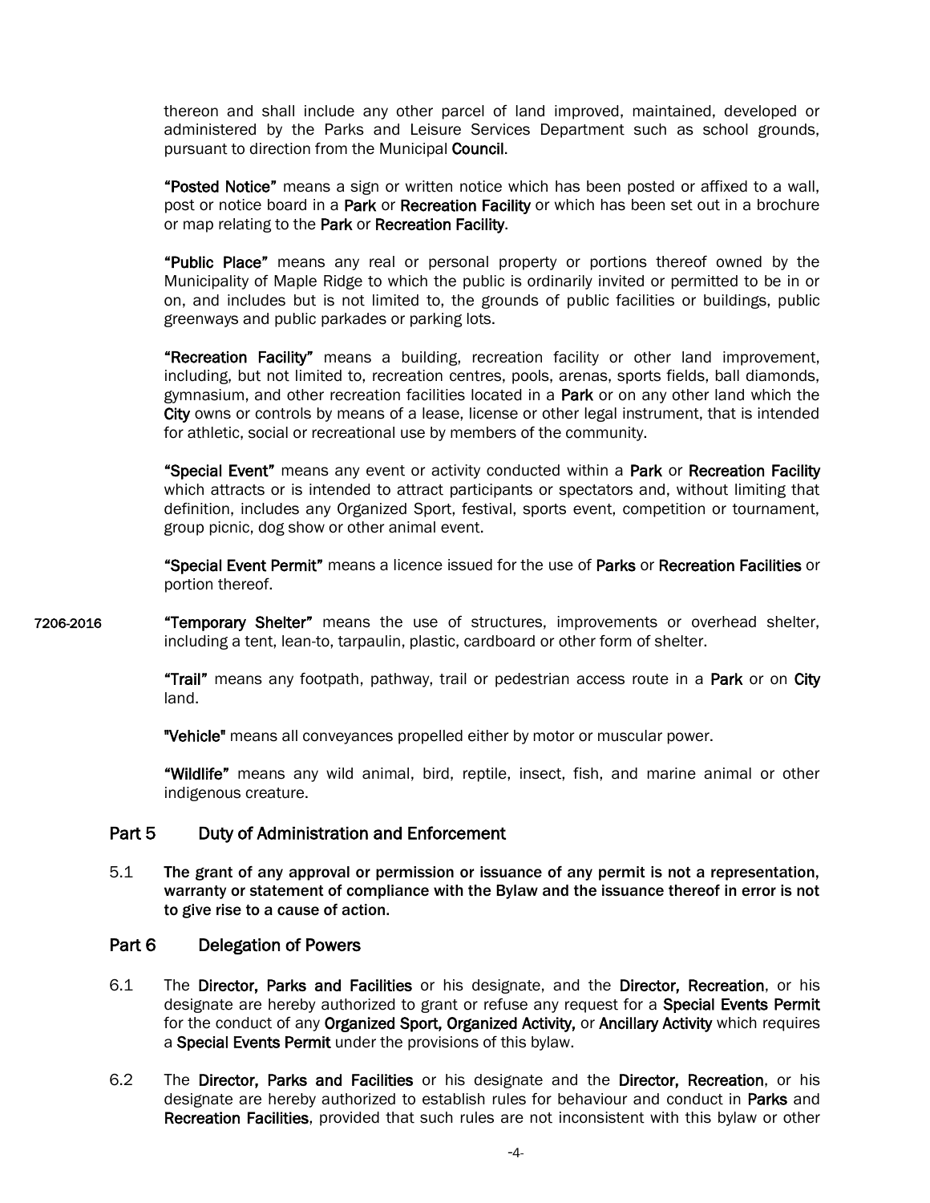thereon and shall include any other parcel of land improved, maintained, developed or administered by the Parks and Leisure Services Department such as school grounds, pursuant to direction from the Municipal **Council**.

**"Posted Notice"** means a sign or written notice which has been posted or affixed to a wall, post or notice board in a **Park** or **Recreation Facility** or which has been set out in a brochure or map relating to the **Park** or **Recreation Facility**.

**"Public Place"** means any real or personal property or portions thereof owned by the Municipality of Maple Ridge to which the public is ordinarily invited or permitted to be in or on, and includes but is not limited to, the grounds of public facilities or buildings, public greenways and public parkades or parking lots.

**"Recreation Facility"** means a building, recreation facility or other land improvement, including, but not limited to, recreation centres, pools, arenas, sports fields, ball diamonds, gymnasium, and other recreation facilities located in a **Park** or on any other land which the **City** owns or controls by means of a lease, license or other legal instrument, that is intended for athletic, social or recreational use by members of the community.

**"Special Event"** means any event or activity conducted within a **Park** or **Recreation Facility** which attracts or is intended to attract participants or spectators and, without limiting that definition, includes any Organized Sport, festival, sports event, competition or tournament, group picnic, dog show or other animal event.

**"Special Event Permit"** means a licence issued for the use of **Parks** or **Recreation Facilities** or portion thereof.

7206-2016 **"Temporary Shelter"** means the use of structures, improvements or overhead shelter, including a tent, lean-to, tarpaulin, plastic, cardboard or other form of shelter.

**"Trail"** means any footpath, pathway, trail or pedestrian access route in a **Park** or on **City** land.

**"Vehicle"** means all conveyances propelled either by motor or muscular power.

**"Wildlife"** means any wild animal, bird, reptile, insect, fish, and marine animal or other indigenous creature.

## Part 5 Duty of Administration and Enforcement

5.1 **The grant of any approval or permission or issuance of any permit is not a representation, warranty or statement of compliance with the Bylaw and the issuance thereof in error is not to give rise to a cause of action.**

## Part 6 Delegation of Powers

6.1 The **Director, Parks and Facilities** or his designate, and the **Director, Recreation**, or his designate are hereby authorized to grant or refuse any request for a **Special Events Permit** for the conduct of any **Organized Sport, Organized Activity,** or **Ancillary Activity** which requires a **Special Events Permit** under the provisions of this bylaw.

6.2 The **Director, Parks and Facilities** or his designate and the **Director, Recreation**, or his designate are hereby authorized to establish rules for behaviour and conduct in **Parks** and **Recreation Facilities**, provided that such rules are not inconsistent with this bylaw or other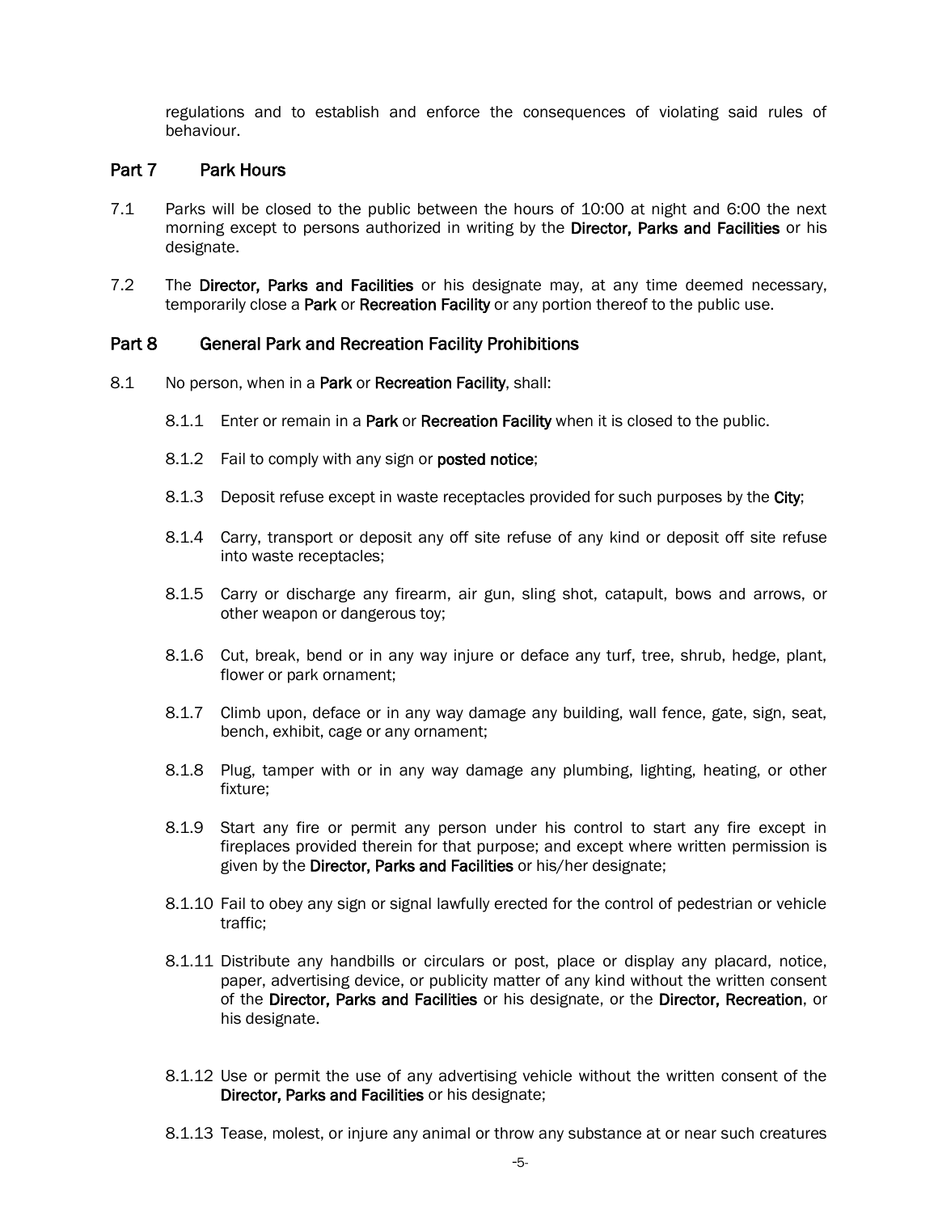regulations and to establish and enforce the consequences of violating said rules of behaviour.

## Part 7 Park Hours

7.1 Parks will be closed to the public between the hours of 10:00 at night and 6:00 the next morning except to persons authorized in writing by the **Director, Parks and Facilities** or his designate.

7.2 The **Director, Parks and Facilities** or his designate may, at any time deemed necessary, temporarily close a **Park** or **Recreation Facility** or any portion thereof to the public use.

## Part 8 General Park and Recreation Facility Prohibitions

8.1 No person, when in a **Park** or **Recreation Facility**, shall:

8.1.1 Enter or remain in a **Park** or **Recreation Facility** when it is closed to the public.

8.1.2 Fail to comply with any sign or **posted notice**;

8.1.3 Deposit refuse except in waste receptacles provided for such purposes by the **City**;

8.1.4 Carry, transport or deposit any off site refuse of any kind or deposit off site refuse into waste receptacles;

8.1.5 Carry or discharge any firearm, air gun, sling shot, catapult, bows and arrows, or other weapon or dangerous toy;

8.1.6 Cut, break, bend or in any way injure or deface any turf, tree, shrub, hedge, plant, flower or park ornament;

8.1.7 Climb upon, deface or in any way damage any building, wall fence, gate, sign, seat, bench, exhibit, cage or any ornament;

8.1.8 Plug, tamper with or in any way damage any plumbing, lighting, heating, or other fixture;

8.1.9 Start any fire or permit any person under his control to start any fire except in fireplaces provided therein for that purpose; and except where written permission is given by the **Director, Parks and Facilities** or his/her designate;

8.1.10 Fail to obey any sign or signal lawfully erected for the control of pedestrian or vehicle traffic;

8.1.11 Distribute any handbills or circulars or post, place or display any placard, notice, paper, advertising device, or publicity matter of any kind without the written consent of the **Director, Parks and Facilities** or his designate, or the **Director, Recreation**, or his designate.

8.1.12 Use or permit the use of any advertising vehicle without the written consent of the **Director, Parks and Facilities** or his designate;

8.1.13 Tease, molest, or injure any animal or throw any substance at or near such creatures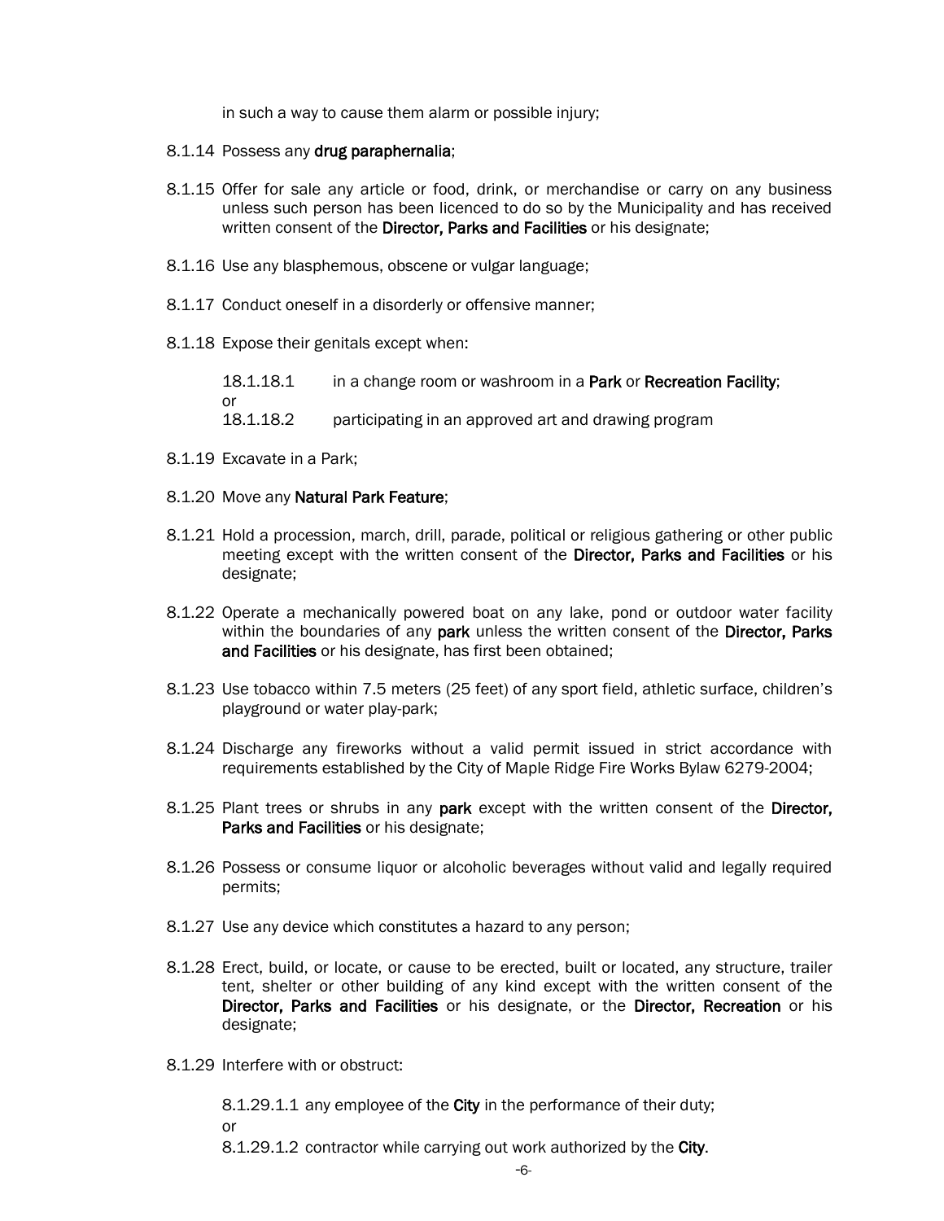in such a way to cause them alarm or possible injury;

8.1.14 Possess any **drug paraphernalia**;

8.1.15 Offer for sale any article or food, drink, or merchandise or carry on any business unless such person has been licenced to do so by the Municipality and has received written consent of the **Director, Parks and Facilities** or his designate;

8.1.16 Use any blasphemous, obscene or vulgar language;

8.1.17 Conduct oneself in a disorderly or offensive manner;

8.1.18 Expose their genitals except when:

18.1.18.1 in a change room or washroom in a **Park** or **Recreation Facility**;
or
18.1.18.2 participating in an approved art and drawing program

8.1.19 Excavate in a Park;

8.1.20 Move any **Natural Park Feature**;

8.1.21 Hold a procession, march, drill, parade, political or religious gathering or other public meeting except with the written consent of the **Director, Parks and Facilities** or his designate;

8.1.22 Operate a mechanically powered boat on any lake, pond or outdoor water facility within the boundaries of any **park** unless the written consent of the **Director, Parks and Facilities** or his designate, has first been obtained;

8.1.23 Use tobacco within 7.5 meters (25 feet) of any sport field, athletic surface, children's playground or water play-park;

8.1.24 Discharge any fireworks without a valid permit issued in strict accordance with requirements established by the City of Maple Ridge Fire Works Bylaw 6279-2004;

8.1.25 Plant trees or shrubs in any **park** except with the written consent of the **Director, Parks and Facilities** or his designate;

8.1.26 Possess or consume liquor or alcoholic beverages without valid and legally required permits;

8.1.27 Use any device which constitutes a hazard to any person;

8.1.28 Erect, build, or locate, or cause to be erected, built or located, any structure, trailer tent, shelter or other building of any kind except with the written consent of the **Director, Parks and Facilities** or his designate, or the **Director, Recreation** or his designate;

8.1.29 Interfere with or obstruct:

8.1.29.1.1 any employee of the **City** in the performance of their duty;
or
8.1.29.1.2 contractor while carrying out work authorized by the **City**.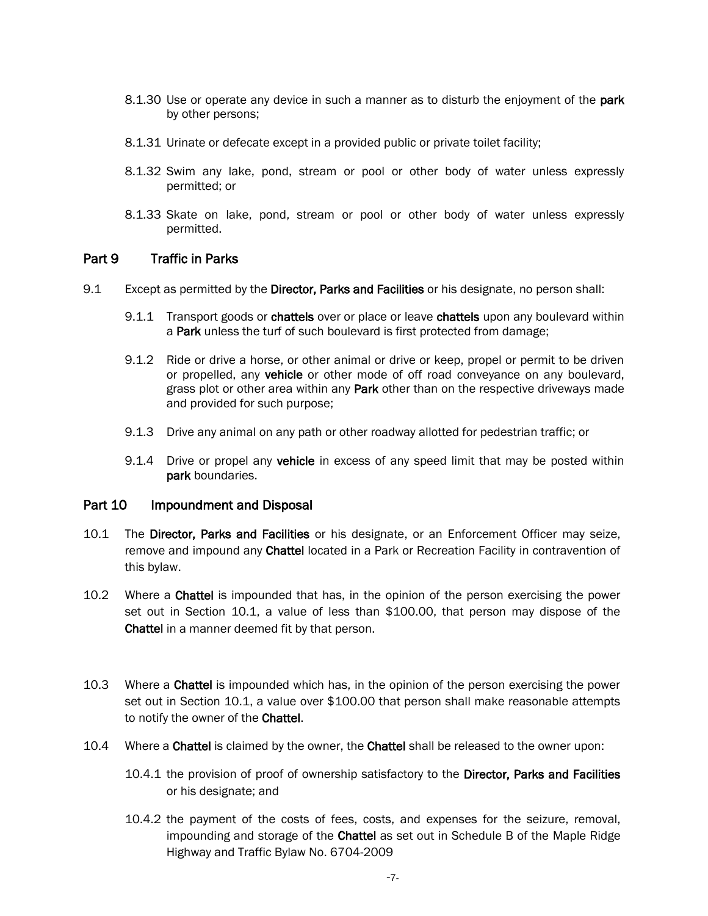8.1.30 Use or operate any device in such a manner as to disturb the enjoyment of the **park** by other persons;

8.1.31 Urinate or defecate except in a provided public or private toilet facility;

8.1.32 Swim any lake, pond, stream or pool or other body of water unless expressly permitted; or

8.1.33 Skate on lake, pond, stream or pool or other body of water unless expressly permitted.

## Part 9 Traffic in Parks

9.1 Except as permitted by the **Director, Parks and Facilities** or his designate, no person shall:

9.1.1 Transport goods or **chattels** over or place or leave **chattels** upon any boulevard within a **Park** unless the turf of such boulevard is first protected from damage;

9.1.2 Ride or drive a horse, or other animal or drive or keep, propel or permit to be driven or propelled, any **vehicle** or other mode of off road conveyance on any boulevard, grass plot or other area within any **Park** other than on the respective driveways made and provided for such purpose;

9.1.3 Drive any animal on any path or other roadway allotted for pedestrian traffic; or

9.1.4 Drive or propel any **vehicle** in excess of any speed limit that may be posted within **park** boundaries.

## Part 10 Impoundment and Disposal

10.1 The **Director, Parks and Facilities** or his designate, or an Enforcement Officer may seize, remove and impound any **Chattel** located in a Park or Recreation Facility in contravention of this bylaw.

10.2 Where a **Chattel** is impounded that has, in the opinion of the person exercising the power set out in Section 10.1, a value of less than $100.00, that person may dispose of the **Chattel** in a manner deemed fit by that person.

10.3 Where a **Chattel** is impounded which has, in the opinion of the person exercising the power set out in Section 10.1, a value over $100.00 that person shall make reasonable attempts to notify the owner of the **Chattel**.

10.4 Where a **Chattel** is claimed by the owner, the **Chattel** shall be released to the owner upon:

10.4.1 the provision of proof of ownership satisfactory to the **Director, Parks and Facilities** or his designate; and

10.4.2 the payment of the costs of fees, costs, and expenses for the seizure, removal, impounding and storage of the **Chattel** as set out in Schedule B of the Maple Ridge Highway and Traffic Bylaw No. 6704-2009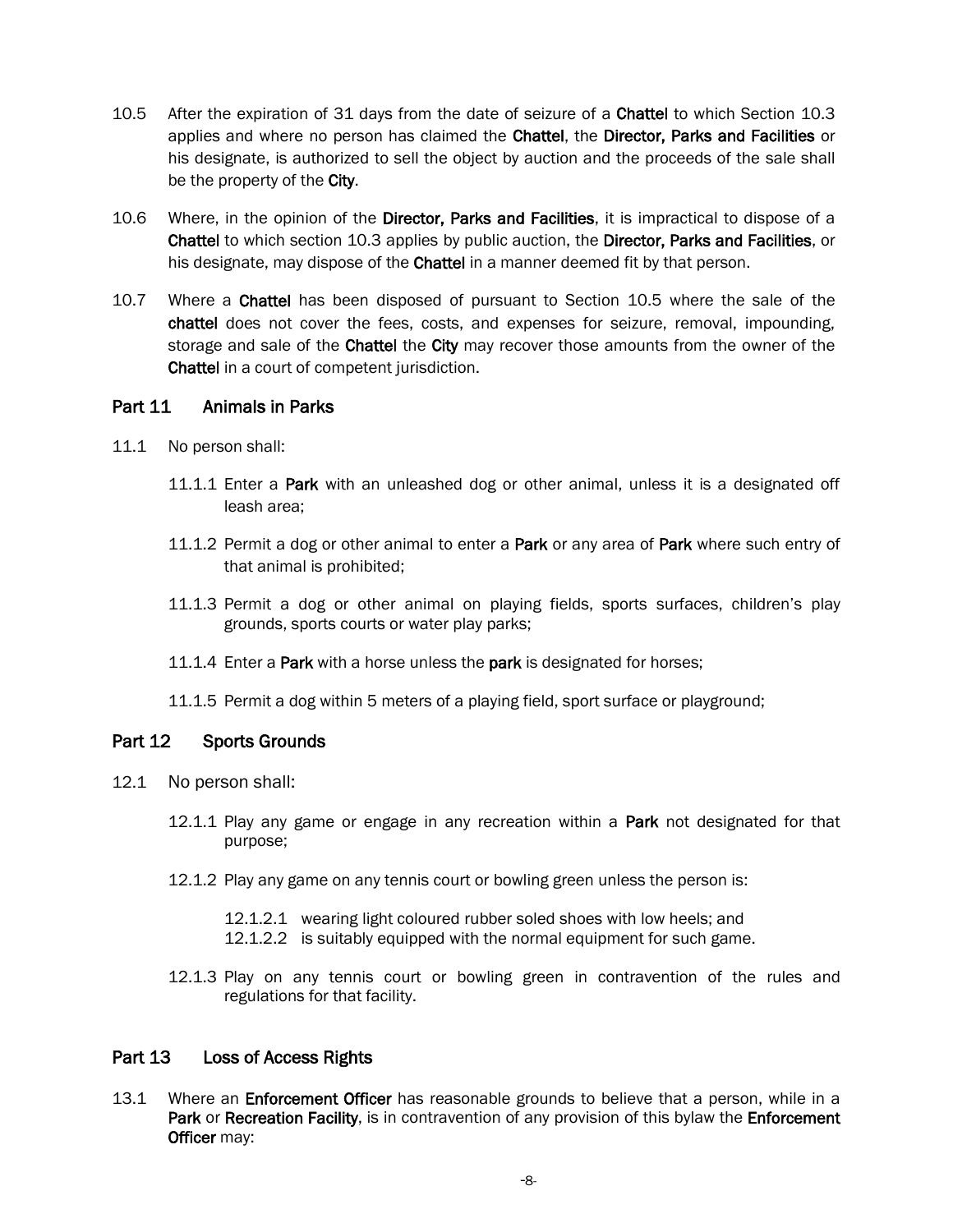10.5 After the expiration of 31 days from the date of seizure of a **Chattel** to which Section 10.3 applies and where no person has claimed the **Chattel**, the **Director, Parks and Facilities** or his designate, is authorized to sell the object by auction and the proceeds of the sale shall be the property of the **City**.

10.6 Where, in the opinion of the **Director, Parks and Facilities**, it is impractical to dispose of a **Chattel** to which section 10.3 applies by public auction, the **Director, Parks and Facilities**, or his designate, may dispose of the **Chattel** in a manner deemed fit by that person.

10.7 Where a **Chattel** has been disposed of pursuant to Section 10.5 where the sale of the **chattel** does not cover the fees, costs, and expenses for seizure, removal, impounding, storage and sale of the **Chattel** the **City** may recover those amounts from the owner of the **Chattel** in a court of competent jurisdiction.

## Part 11 Animals in Parks

11.1 No person shall:

11.1.1 Enter a **Park** with an unleashed dog or other animal, unless it is a designated off leash area;

11.1.2 Permit a dog or other animal to enter a **Park** or any area of **Park** where such entry of that animal is prohibited;

11.1.3 Permit a dog or other animal on playing fields, sports surfaces, children's play grounds, sports courts or water play parks;

11.1.4 Enter a **Park** with a horse unless the **park** is designated for horses;

11.1.5 Permit a dog within 5 meters of a playing field, sport surface or playground;

## Part 12 Sports Grounds

12.1 No person shall:

12.1.1 Play any game or engage in any recreation within a **Park** not designated for that purpose;

12.1.2 Play any game on any tennis court or bowling green unless the person is:

12.1.2.1 wearing light coloured rubber soled shoes with low heels; and
12.1.2.2 is suitably equipped with the normal equipment for such game.

12.1.3 Play on any tennis court or bowling green in contravention of the rules and regulations for that facility.

## Part 13 Loss of Access Rights

13.1 Where an **Enforcement Officer** has reasonable grounds to believe that a person, while in a **Park** or **Recreation Facility**, is in contravention of any provision of this bylaw the **Enforcement Officer** may: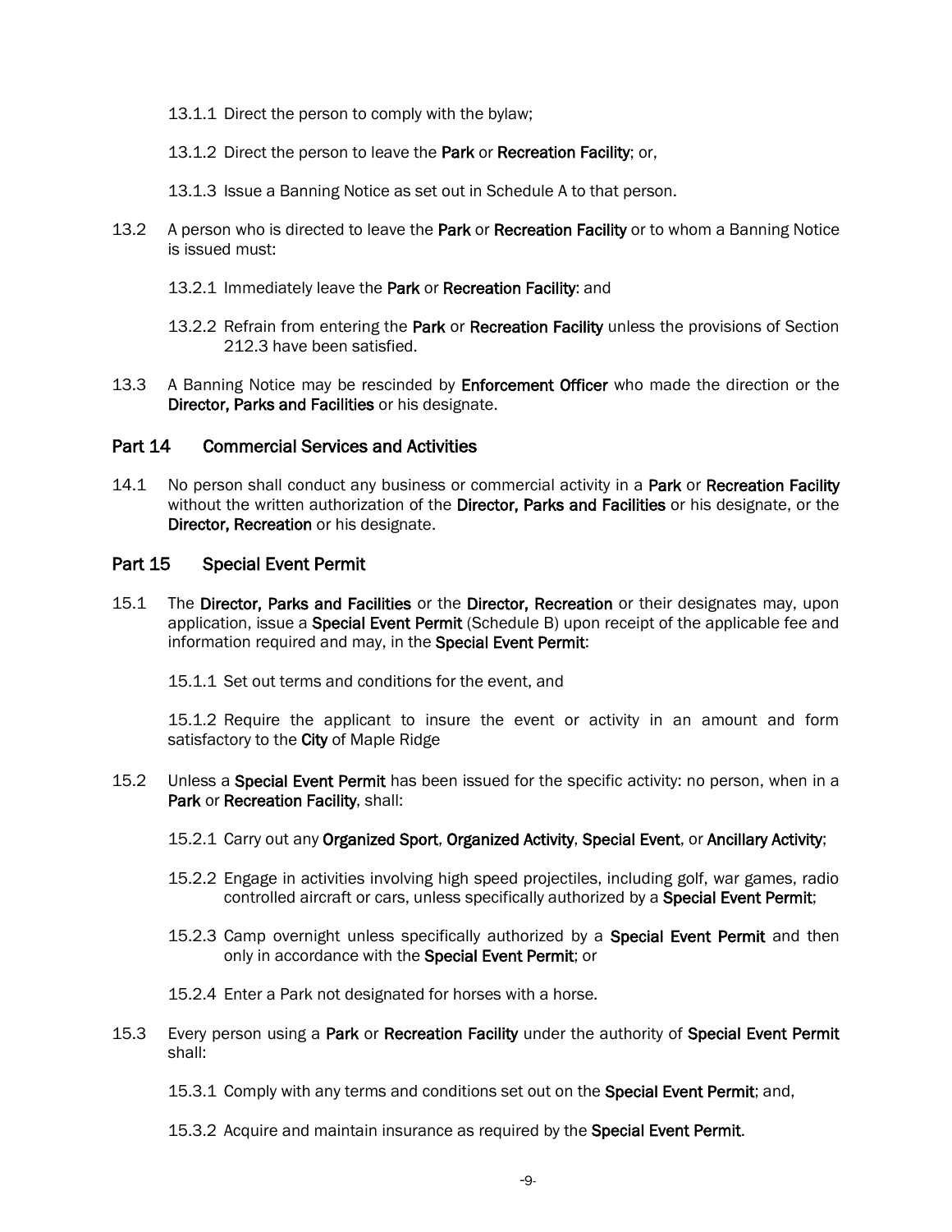13.1.1 Direct the person to comply with the bylaw;

13.1.2 Direct the person to leave the **Park** or **Recreation Facility**; or,

13.1.3 Issue a Banning Notice as set out in Schedule A to that person.

13.2 A person who is directed to leave the **Park** or **Recreation Facility** or to whom a Banning Notice is issued must:

13.2.1 Immediately leave the **Park** or **Recreation Facility**: and

13.2.2 Refrain from entering the **Park** or **Recreation Facility** unless the provisions of Section 212.3 have been satisfied.

13.3 A Banning Notice may be rescinded by **Enforcement Officer** who made the direction or the **Director, Parks and Facilities** or his designate.

## Part 14 Commercial Services and Activities

14.1 No person shall conduct any business or commercial activity in a **Park** or **Recreation Facility** without the written authorization of the **Director, Parks and Facilities** or his designate, or the **Director, Recreation** or his designate.

## Part 15 Special Event Permit

15.1 The **Director, Parks and Facilities** or the **Director, Recreation** or their designates may, upon application, issue a **Special Event Permit** (Schedule B) upon receipt of the applicable fee and information required and may, in the **Special Event Permit**:

15.1.1 Set out terms and conditions for the event, and

15.1.2 Require the applicant to insure the event or activity in an amount and form satisfactory to the **City** of Maple Ridge

15.2 Unless a **Special Event Permit** has been issued for the specific activity: no person, when in a **Park** or **Recreation Facility**, shall:

15.2.1 Carry out any **Organized Sport**, **Organized Activity**, **Special Event**, or **Ancillary Activity**;

15.2.2 Engage in activities involving high speed projectiles, including golf, war games, radio controlled aircraft or cars, unless specifically authorized by a **Special Event Permit**;

15.2.3 Camp overnight unless specifically authorized by a **Special Event Permit** and then only in accordance with the **Special Event Permit**; or

15.2.4 Enter a Park not designated for horses with a horse.

15.3 Every person using a **Park** or **Recreation Facility** under the authority of **Special Event Permit** shall:

15.3.1 Comply with any terms and conditions set out on the **Special Event Permit**; and,

15.3.2 Acquire and maintain insurance as required by the **Special Event Permit**.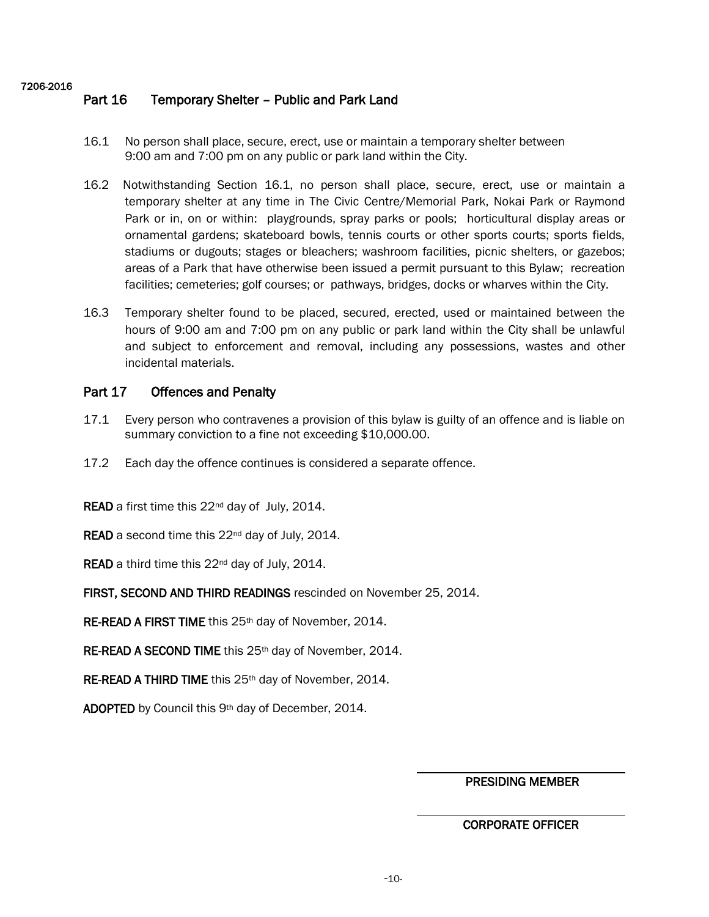7206-2016

## Part 16 Temporary Shelter – Public and Park Land

16.1 No person shall place, secure, erect, use or maintain a temporary shelter between 9:00 am and 7:00 pm on any public or park land within the City.

16.2 Notwithstanding Section 16.1, no person shall place, secure, erect, use or maintain a temporary shelter at any time in The Civic Centre/Memorial Park, Nokai Park or Raymond Park or in, on or within: playgrounds, spray parks or pools; horticultural display areas or ornamental gardens; skateboard bowls, tennis courts or other sports courts; sports fields, stadiums or dugouts; stages or bleachers; washroom facilities, picnic shelters, or gazebos; areas of a Park that have otherwise been issued a permit pursuant to this Bylaw; recreation facilities; cemeteries; golf courses; or pathways, bridges, docks or wharves within the City.

16.3 Temporary shelter found to be placed, secured, erected, used or maintained between the hours of 9:00 am and 7:00 pm on any public or park land within the City shall be unlawful and subject to enforcement and removal, including any possessions, wastes and other incidental materials.

## Part 17 Offences and Penalty

17.1 Every person who contravenes a provision of this bylaw is guilty of an offence and is liable on summary conviction to a fine not exceeding $10,000.00.

17.2 Each day the offence continues is considered a separate offence.

**READ** a first time this 22nd day of July, 2014.

**READ** a second time this 22nd day of July, 2014.

**READ** a third time this 22nd day of July, 2014.

**FIRST, SECOND AND THIRD READINGS** rescinded on November 25, 2014.

**RE-READ A FIRST TIME** this 25th day of November, 2014.

**RE-READ A SECOND TIME** this 25th day of November, 2014.

**RE-READ A THIRD TIME** this 25th day of November, 2014.

**ADOPTED** by Council this 9th day of December, 2014.

PRESIDING MEMBER

CORPORATE OFFICER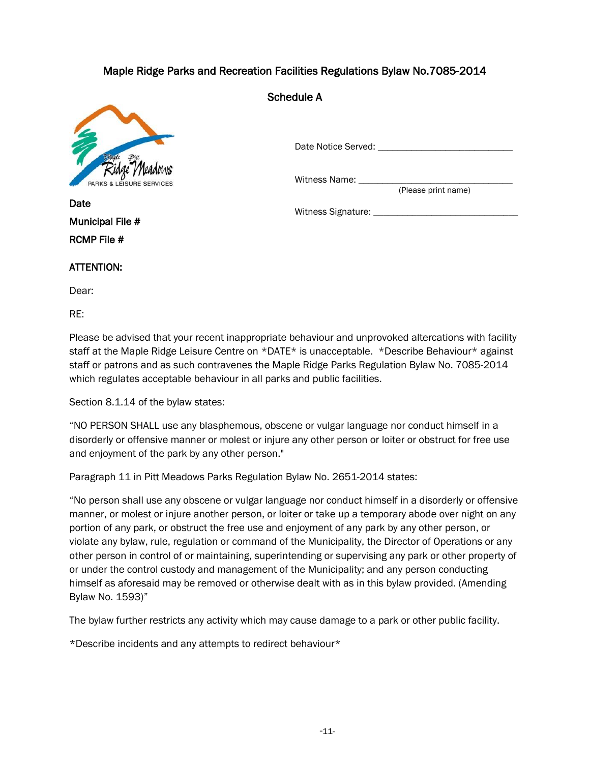# Maple Ridge Parks and Recreation Facilities Regulations Bylaw No.7085-2014

## Schedule A

Date Notice Served: ____________________________

Witness Name: ________________________________
(Please print name)

Witness Signature: ______________________________

**Date**

**Municipal File #**

**RCMP File #**

**ATTENTION:**

Dear:

RE:

Please be advised that your recent inappropriate behaviour and unprovoked altercations with facility staff at the Maple Ridge Leisure Centre on *DATE* is unacceptable. *Describe Behaviour* against staff or patrons and as such contravenes the Maple Ridge Parks Regulation Bylaw No. 7085-2014 which regulates acceptable behaviour in all parks and public facilities.

Section 8.1.14 of the bylaw states:

"NO PERSON SHALL use any blasphemous, obscene or vulgar language nor conduct himself in a disorderly or offensive manner or molest or injure any other person or loiter or obstruct for free use and enjoyment of the park by any other person."

Paragraph 11 in Pitt Meadows Parks Regulation Bylaw No. 2651-2014 states:

"No person shall use any obscene or vulgar language nor conduct himself in a disorderly or offensive manner, or molest or injure another person, or loiter or take up a temporary abode over night on any portion of any park, or obstruct the free use and enjoyment of any park by any other person, or violate any bylaw, rule, regulation or command of the Municipality, the Director of Operations or any other person in control of or maintaining, superintending or supervising any park or other property of or under the control custody and management of the Municipality; and any person conducting himself as aforesaid may be removed or otherwise dealt with as in this bylaw provided. (Amending Bylaw No. 1593)"

The bylaw further restricts any activity which may cause damage to a park or other public facility.

*Describe incidents and any attempts to redirect behaviour*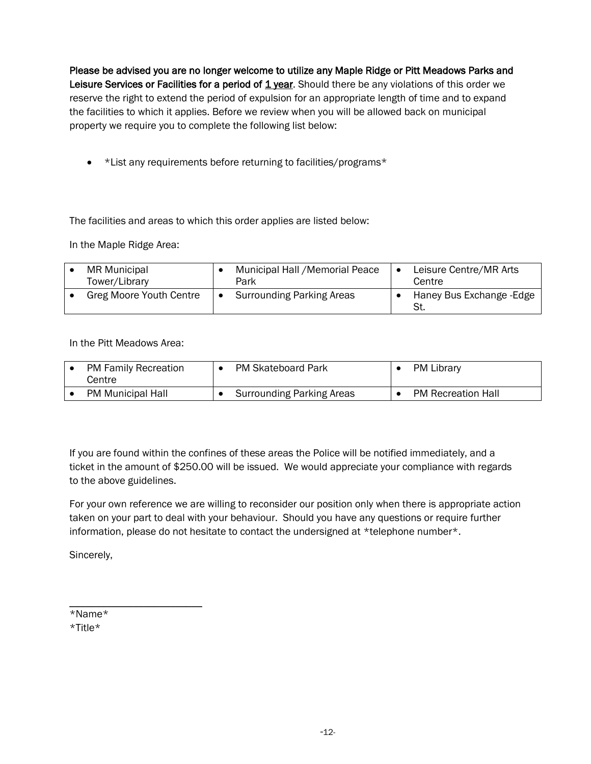**Please be advised you are no longer welcome to utilize any Maple Ridge or Pitt Meadows Parks and Leisure Services or Facilities for a period of 1 year**. Should there be any violations of this order we reserve the right to extend the period of expulsion for an appropriate length of time and to expand the facilities to which it applies. Before we review when you will be allowed back on municipal property we require you to complete the following list below:

- *List any requirements before returning to facilities/programs*

The facilities and areas to which this order applies are listed below:

In the Maple Ridge Area:

| | | |
|---|---|---|
| • MR Municipal Tower/Library | • Municipal Hall /Memorial Peace Park | • Leisure Centre/MR Arts Centre |
| • Greg Moore Youth Centre | • Surrounding Parking Areas | • Haney Bus Exchange -Edge St. |

In the Pitt Meadows Area:

| | | |
|---|---|---|
| • PM Family Recreation Centre | • PM Skateboard Park | • PM Library |
| • PM Municipal Hall | • Surrounding Parking Areas | • PM Recreation Hall |

If you are found within the confines of these areas the Police will be notified immediately, and a ticket in the amount of $250.00 will be issued. We would appreciate your compliance with regards to the above guidelines.

For your own reference we are willing to reconsider our position only when there is appropriate action taken on your part to deal with your behaviour. Should you have any questions or require further information, please do not hesitate to contact the undersigned at *telephone number*.

Sincerely,

\_\_\_\_\_\_\_\_\_\_\_\_\_\_\_\_\_\_\_\_\_\_\_\_

*Name*
*Title*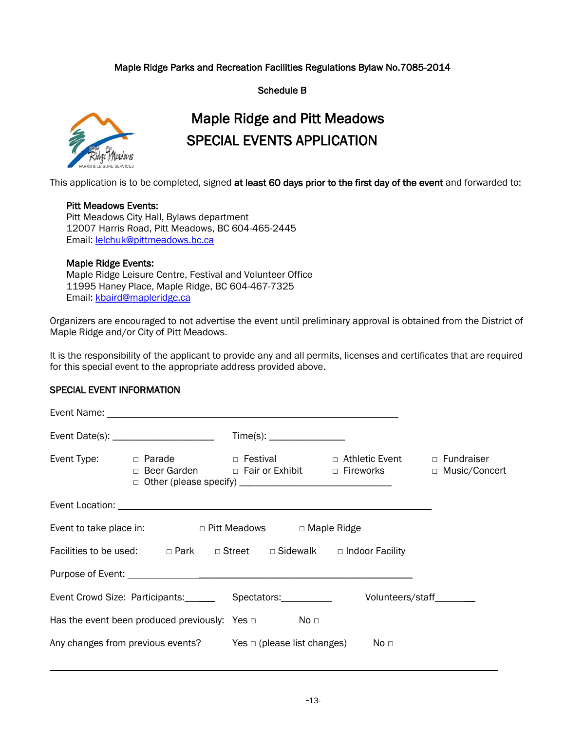Maple Ridge Parks and Recreation Facilities Regulations Bylaw No.7085-2014

Schedule B

# Maple Ridge and Pitt Meadows SPECIAL EVENTS APPLICATION

This application is to be completed, signed **at least 60 days prior to the first day of the event** and forwarded to:

**Pitt Meadows Events:**
Pitt Meadows City Hall, Bylaws department
12007 Harris Road, Pitt Meadows, BC 604-465-2445
Email: lelchuk@pittmeadows.bc.ca

**Maple Ridge Events:**
Maple Ridge Leisure Centre, Festival and Volunteer Office
11995 Haney Place, Maple Ridge, BC 604-467-7325
Email: kbaird@mapleridge.ca

Organizers are encouraged to not advertise the event until preliminary approval is obtained from the District of Maple Ridge and/or City of Pitt Meadows.

It is the responsibility of the applicant to provide any and all permits, licenses and certificates that are required for this special event to the appropriate address provided above.

## SPECIAL EVENT INFORMATION

Event Name: ____________________________________________________________

Event Date(s): ____________________ Time(s): _______________

Event Type: □ Parade □ Festival □ Athletic Event □ Fundraiser
□ Beer Garden □ Fair or Exhibit □ Fireworks □ Music/Concert
□ Other (please specify) ______________________________

Event Location: ____________________________________________________________

Event to take place in: □ Pitt Meadows □ Maple Ridge

Facilities to be used: □ Park □ Street □ Sidewalk □ Indoor Facility

Purpose of Event: ____________________________________________________________

Event Crowd Size: Participants:_______ Spectators:__________ Volunteers/staff__________

Has the event been produced previously: Yes □ No □

Any changes from previous events? Yes □ (please list changes) No □

______________________________________________________________________________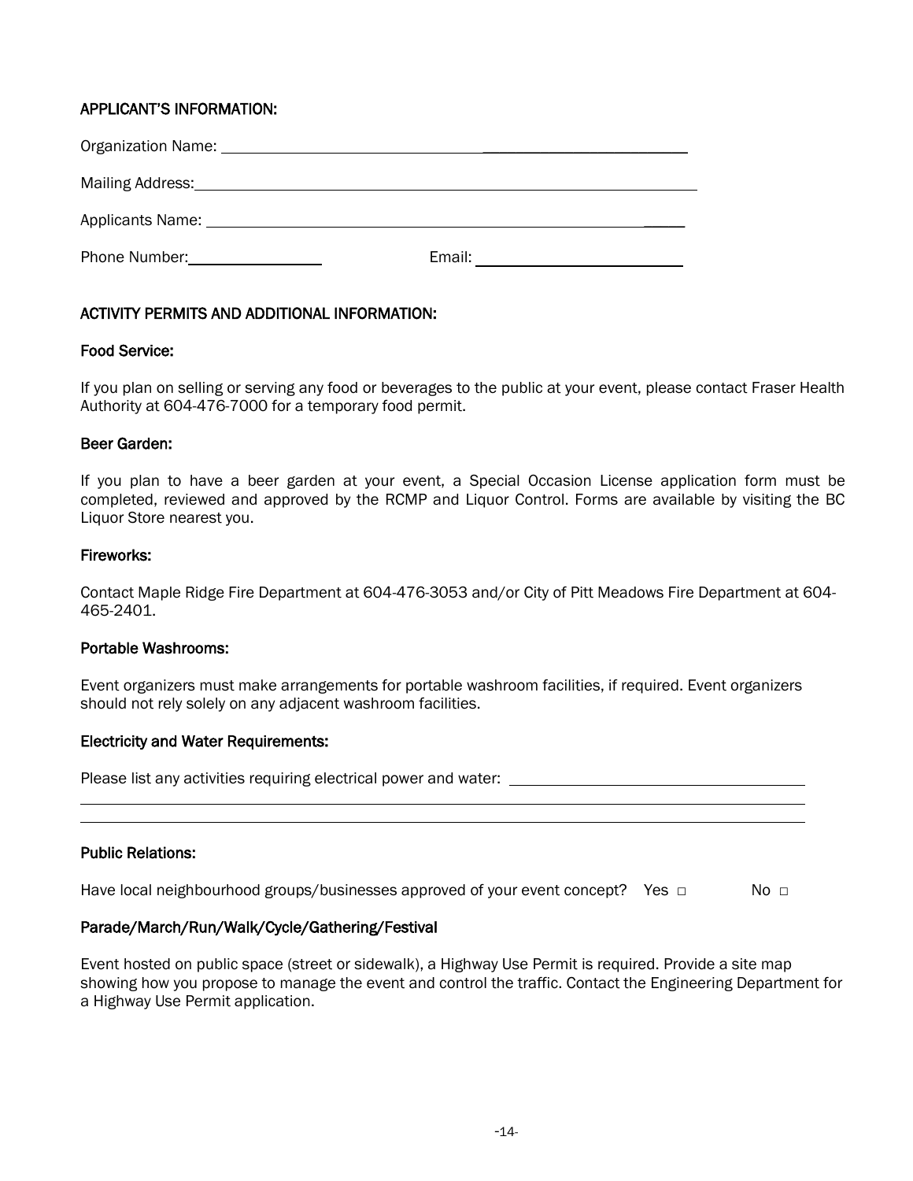## APPLICANT'S INFORMATION:

Organization Name: ____________________________________________

Mailing Address: ____________________________________________

Applicants Name: ____________________________________________

Phone Number: ________________ Email: ________________________

## ACTIVITY PERMITS AND ADDITIONAL INFORMATION:

### Food Service:

If you plan on selling or serving any food or beverages to the public at your event, please contact Fraser Health Authority at 604-476-7000 for a temporary food permit.

### Beer Garden:

If you plan to have a beer garden at your event, a Special Occasion License application form must be completed, reviewed and approved by the RCMP and Liquor Control. Forms are available by visiting the BC Liquor Store nearest you.

### Fireworks:

Contact Maple Ridge Fire Department at 604-476-3053 and/or City of Pitt Meadows Fire Department at 604-465-2401.

### Portable Washrooms:

Event organizers must make arrangements for portable washroom facilities, if required. Event organizers should not rely solely on any adjacent washroom facilities.

### Electricity and Water Requirements:

Please list any activities requiring electrical power and water: ____________________________________________

____________________________________________

____________________________________________

### Public Relations:

Have local neighbourhood groups/businesses approved of your event concept? Yes □ No □

### Parade/March/Run/Walk/Cycle/Gathering/Festival

Event hosted on public space (street or sidewalk), a Highway Use Permit is required. Provide a site map showing how you propose to manage the event and control the traffic. Contact the Engineering Department for a Highway Use Permit application.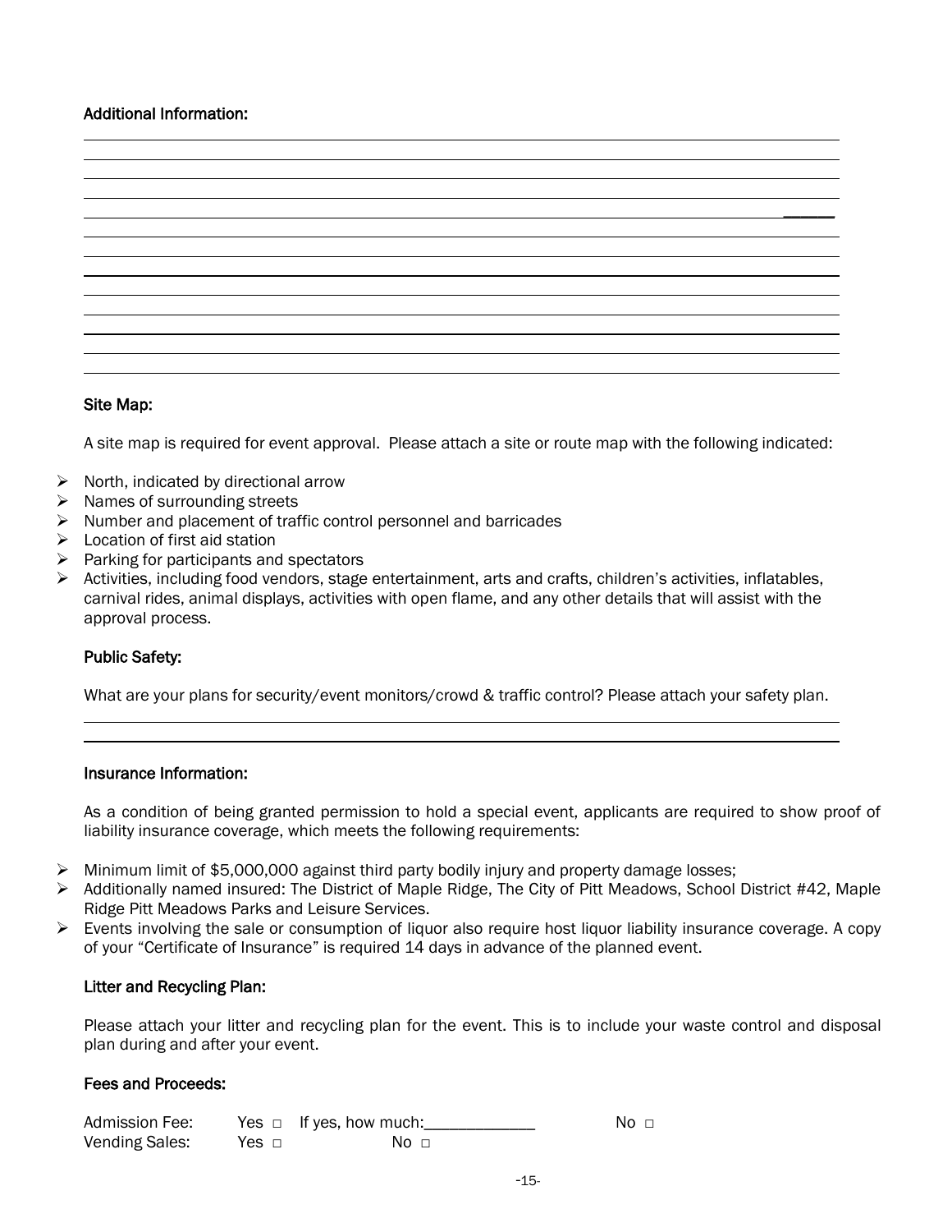### Additional Information:

### Site Map:

A site map is required for event approval. Please attach a site or route map with the following indicated:

- North, indicated by directional arrow
- Names of surrounding streets
- Number and placement of traffic control personnel and barricades
- Location of first aid station
- Parking for participants and spectators
- Activities, including food vendors, stage entertainment, arts and crafts, children's activities, inflatables, carnival rides, animal displays, activities with open flame, and any other details that will assist with the approval process.

### Public Safety:

What are your plans for security/event monitors/crowd & traffic control? Please attach your safety plan.

### Insurance Information:

As a condition of being granted permission to hold a special event, applicants are required to show proof of liability insurance coverage, which meets the following requirements:

- Minimum limit of $5,000,000 against third party bodily injury and property damage losses;
- Additionally named insured: The District of Maple Ridge, The City of Pitt Meadows, School District #42, Maple Ridge Pitt Meadows Parks and Leisure Services.
- Events involving the sale or consumption of liquor also require host liquor liability insurance coverage. A copy of your "Certificate of Insurance" is required 14 days in advance of the planned event.

### Litter and Recycling Plan:

Please attach your litter and recycling plan for the event. This is to include your waste control and disposal plan during and after your event.

### Fees and Proceeds:

Admission Fee: Yes □ If yes, how much:_____________ No □

Vending Sales: Yes □ No □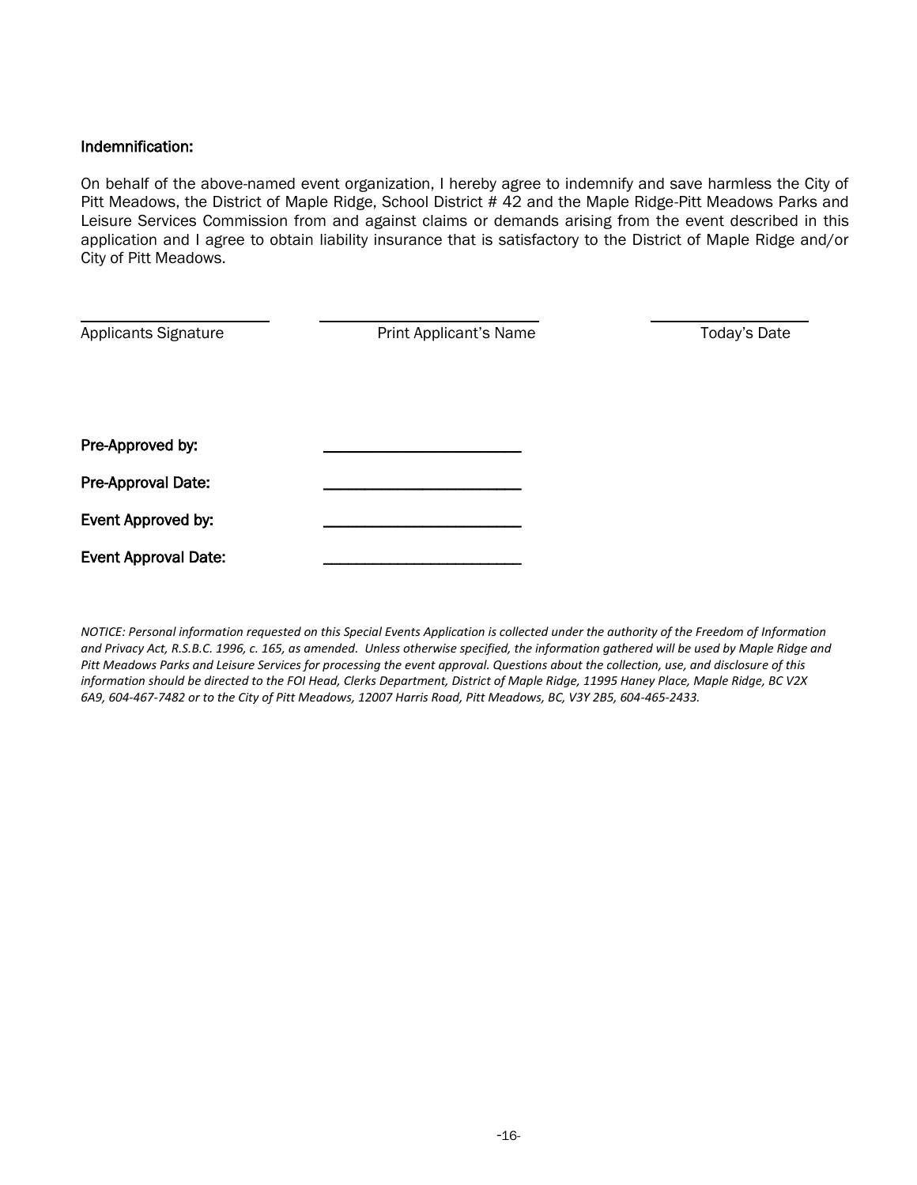**Indemnification:**

On behalf of the above-named event organization, I hereby agree to indemnify and save harmless the City of Pitt Meadows, the District of Maple Ridge, School District # 42 and the Maple Ridge-Pitt Meadows Parks and Leisure Services Commission from and against claims or demands arising from the event described in this application and I agree to obtain liability insurance that is satisfactory to the District of Maple Ridge and/or City of Pitt Meadows.

| ______________________ | ______________________ | ______________________ |
|---|---|---|
| Applicants Signature | Print Applicant's Name | Today's Date |

**Pre-Approved by:** ______________________

**Pre-Approval Date:** ______________________

**Event Approved by:** ______________________

**Event Approval Date:** ______________________

*NOTICE: Personal information requested on this Special Events Application is collected under the authority of the Freedom of Information and Privacy Act, R.S.B.C. 1996, c. 165, as amended. Unless otherwise specified, the information gathered will be used by Maple Ridge and Pitt Meadows Parks and Leisure Services for processing the event approval. Questions about the collection, use, and disclosure of this information should be directed to the FOI Head, Clerks Department, District of Maple Ridge, 11995 Haney Place, Maple Ridge, BC V2X 6A9, 604-467-7482 or to the City of Pitt Meadows, 12007 Harris Road, Pitt Meadows, BC, V3Y 2B5, 604-465-2433.*